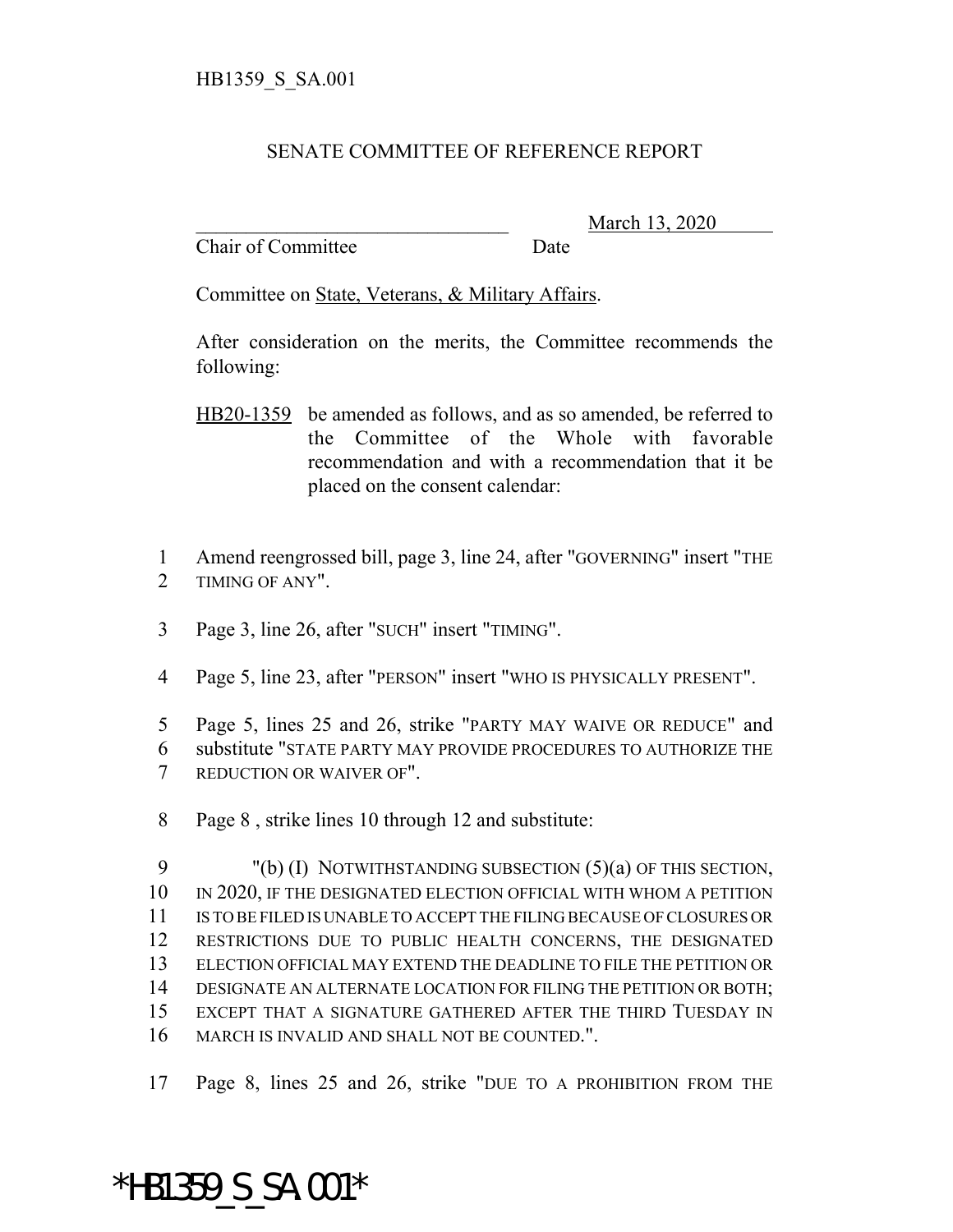HB1359_S_SA.001

## SENATE COMMITTEE OF REFERENCE REPORT

________________________________ March 13, 2020
Chair of Committee Date

Committee on State, Veterans, & Military Affairs.

After consideration on the merits, the Committee recommends the following:

HB20-1359 be amended as follows, and as so amended, be referred to the Committee of the Whole with favorable recommendation and with a recommendation that it be placed on the consent calendar:

1 Amend reengrossed bill, page 3, line 24, after "GOVERNING" insert "THE
2 TIMING OF ANY".

3 Page 3, line 26, after "SUCH" insert "TIMING".

4 Page 5, line 23, after "PERSON" insert "WHO IS PHYSICALLY PRESENT".

5 Page 5, lines 25 and 26, strike "PARTY MAY WAIVE OR REDUCE" and
6 substitute "STATE PARTY MAY PROVIDE PROCEDURES TO AUTHORIZE THE
7 REDUCTION OR WAIVER OF".

8 Page 8 , strike lines 10 through 12 and substitute:

9 "(b) (I) NOTWITHSTANDING SUBSECTION (5)(a) OF THIS SECTION,
10 IN 2020, IF THE DESIGNATED ELECTION OFFICIAL WITH WHOM A PETITION
11 IS TO BE FILED IS UNABLE TO ACCEPT THE FILING BECAUSE OF CLOSURES OR
12 RESTRICTIONS DUE TO PUBLIC HEALTH CONCERNS, THE DESIGNATED
13 ELECTION OFFICIAL MAY EXTEND THE DEADLINE TO FILE THE PETITION OR
14 DESIGNATE AN ALTERNATE LOCATION FOR FILING THE PETITION OR BOTH;
15 EXCEPT THAT A SIGNATURE GATHERED AFTER THE THIRD TUESDAY IN
16 MARCH IS INVALID AND SHALL NOT BE COUNTED.".

17 Page 8, lines 25 and 26, strike "DUE TO A PROHIBITION FROM THE

*HB1359_S_SA.001*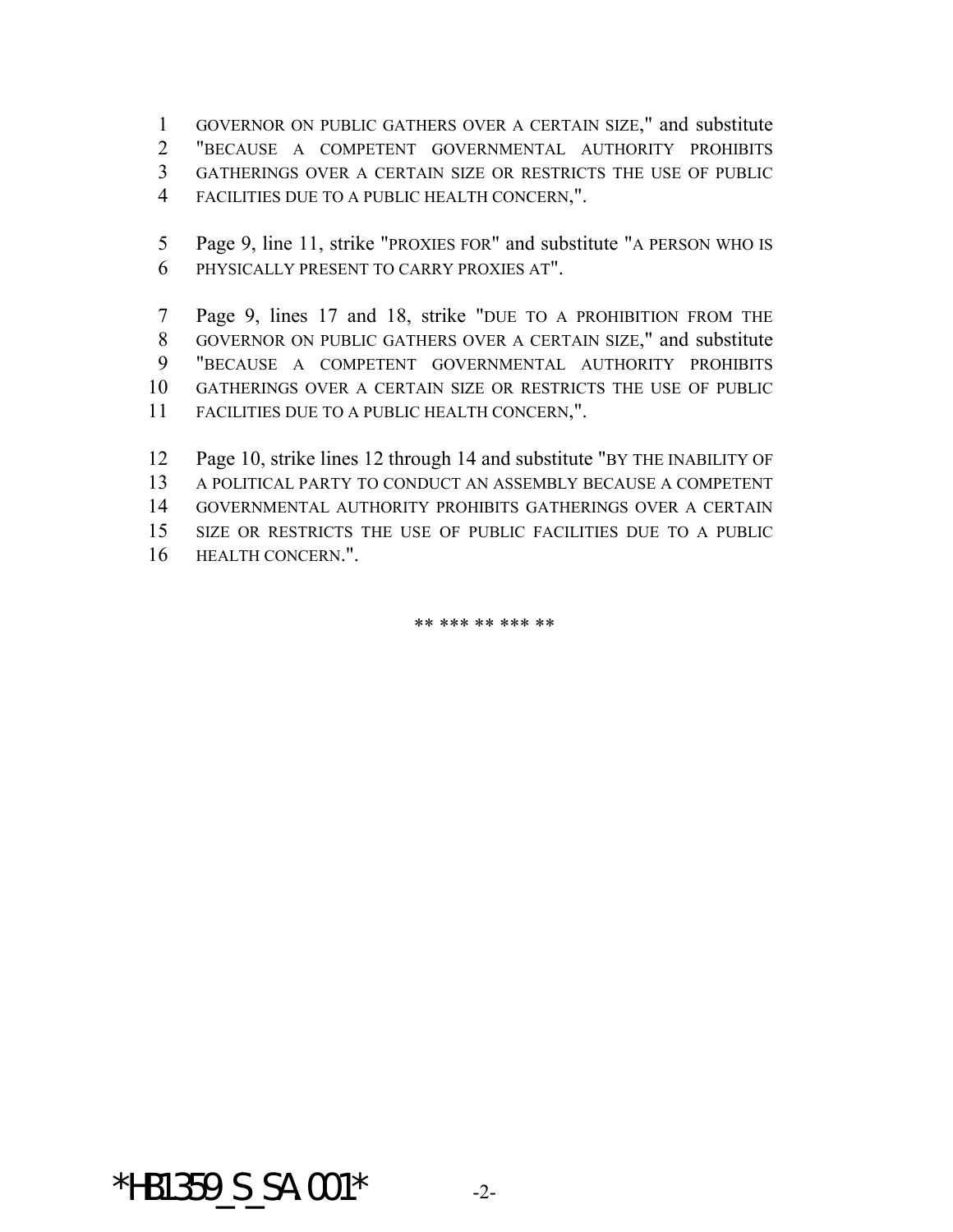GOVERNOR ON PUBLIC GATHERS OVER A CERTAIN SIZE," and substitute "BECAUSE A COMPETENT GOVERNMENTAL AUTHORITY PROHIBITS GATHERINGS OVER A CERTAIN SIZE OR RESTRICTS THE USE OF PUBLIC FACILITIES DUE TO A PUBLIC HEALTH CONCERN,".

Page 9, line 11, strike "PROXIES FOR" and substitute "A PERSON WHO IS PHYSICALLY PRESENT TO CARRY PROXIES AT".

Page 9, lines 17 and 18, strike "DUE TO A PROHIBITION FROM THE GOVERNOR ON PUBLIC GATHERS OVER A CERTAIN SIZE," and substitute "BECAUSE A COMPETENT GOVERNMENTAL AUTHORITY PROHIBITS GATHERINGS OVER A CERTAIN SIZE OR RESTRICTS THE USE OF PUBLIC FACILITIES DUE TO A PUBLIC HEALTH CONCERN,".

Page 10, strike lines 12 through 14 and substitute "BY THE INABILITY OF A POLITICAL PARTY TO CONDUCT AN ASSEMBLY BECAUSE A COMPETENT GOVERNMENTAL AUTHORITY PROHIBITS GATHERINGS OVER A CERTAIN SIZE OR RESTRICTS THE USE OF PUBLIC FACILITIES DUE TO A PUBLIC HEALTH CONCERN.".

** *** ** *** **

*HB1359_S_SA.001*